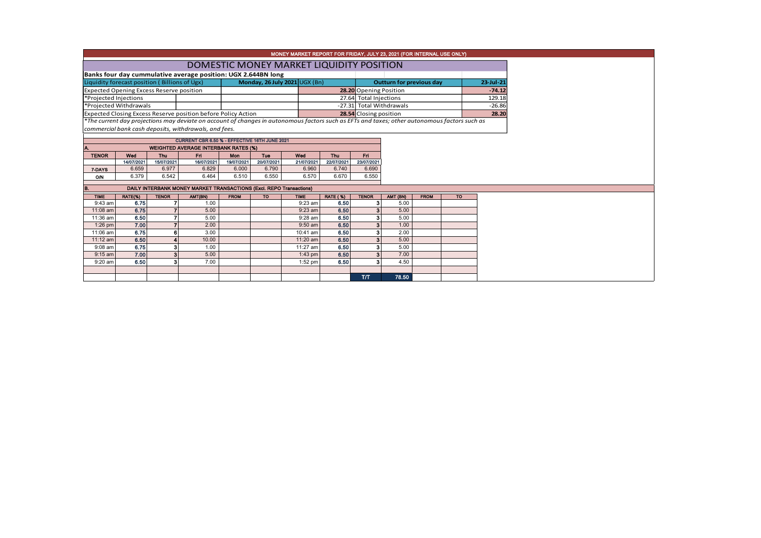MONEY MARKET REPORT FOR FRIDAY, JULY 23, 2021 (FOR INTERNAL USE ONLY)

# DOMESTIC MONEY MARKET LIQUIDITY POSITION

**Banks four day cummulative average position: UGX 2.644BN long**

| Liquidity forecast position ( Billions of Ugx) | Monday, 26 July 2021 UGX (Bn) | Outturn for previous day | 23-Jul-21 |
|---|---|---|---|
| Expected Opening Excess Reserve position | 28.20 | Opening Position | -74.12 |
| *Projected Injections | 27.64 | Total Injections | 129.18 |
| *Projected Withdrawals | -27.31 | Total Withdrawals | -26.86 |
| Expected Closing Excess Reserve position before Policy Action | 28.54 | Closing position | 28.20 |

*\*The current day projections may deviate on account of changes in autonomous factors such as EFTs and taxes; other autonomous factors such as commercial bank cash deposits, withdrawals, and fees.*

CURRENT CBR 6.50 % - EFFECTIVE 16TH JUNE 2021

A. WEIGHTED AVERAGE INTERBANK RATES (%)

| TENOR | Wed | Thu | Fri | Mon | Tue | Wed | Thu | Fri |
|---|---|---|---|---|---|---|---|---|
| | 14/07/2021 | 15/07/2021 | 16/07/2021 | 19/07/2021 | 20/07/2021 | 21/07/2021 | 22/07/2021 | 23/07/2021 |
| 7-DAYS | 6.659 | 6.977 | 6.829 | 6.000 | 6.790 | 6.960 | 6.740 | 6.690 |
| O/N | 6.379 | 6.542 | 6.464 | 6.510 | 6.550 | 6.570 | 6.670 | 6.550 |

B. DAILY INTERBANK MONEY MARKET TRANSACTIONS (Excl. REPO Transactions)

| TIME | RATE(%) | TENOR | AMT(BN) | FROM | TO | TIME | RATE (%) | TENOR | AMT (BN) | FROM | TO |
|---|---|---|---|---|---|---|---|---|---|---|---|
| 9:43 am | 6.75 | 7 | 1.00 | | | 9:23 am | 6.50 | 3 | 5.00 | | |
| 11:08 am | 6.75 | 7 | 5.00 | | | 9:23 am | 6.50 | 3 | 5.00 | | |
| 11:36 am | 6.50 | 7 | 5.00 | | | 9:28 am | 6.50 | 3 | 5.00 | | |
| 1:26 pm | 7.00 | 7 | 2.00 | | | 9:50 am | 6.50 | 3 | 1.00 | | |
| 11:06 am | 6.75 | 6 | 3.00 | | | 10:41 am | 6.50 | 3 | 2.00 | | |
| 11:12 am | 6.50 | 4 | 10.00 | | | 11:20 am | 6.50 | 3 | 5.00 | | |
| 9:08 am | 6.75 | 3 | 1.00 | | | 11:27 am | 6.50 | 3 | 5.00 | | |
| 9:15 am | 7.00 | 3 | 5.00 | | | 1:43 pm | 6.50 | 3 | 7.00 | | |
| 9:20 am | 6.50 | 3 | 7.00 | | | 1:52 pm | 6.50 | 3 | 4.50 | | |
| | | | | | | | | T/T | 78.50 | | |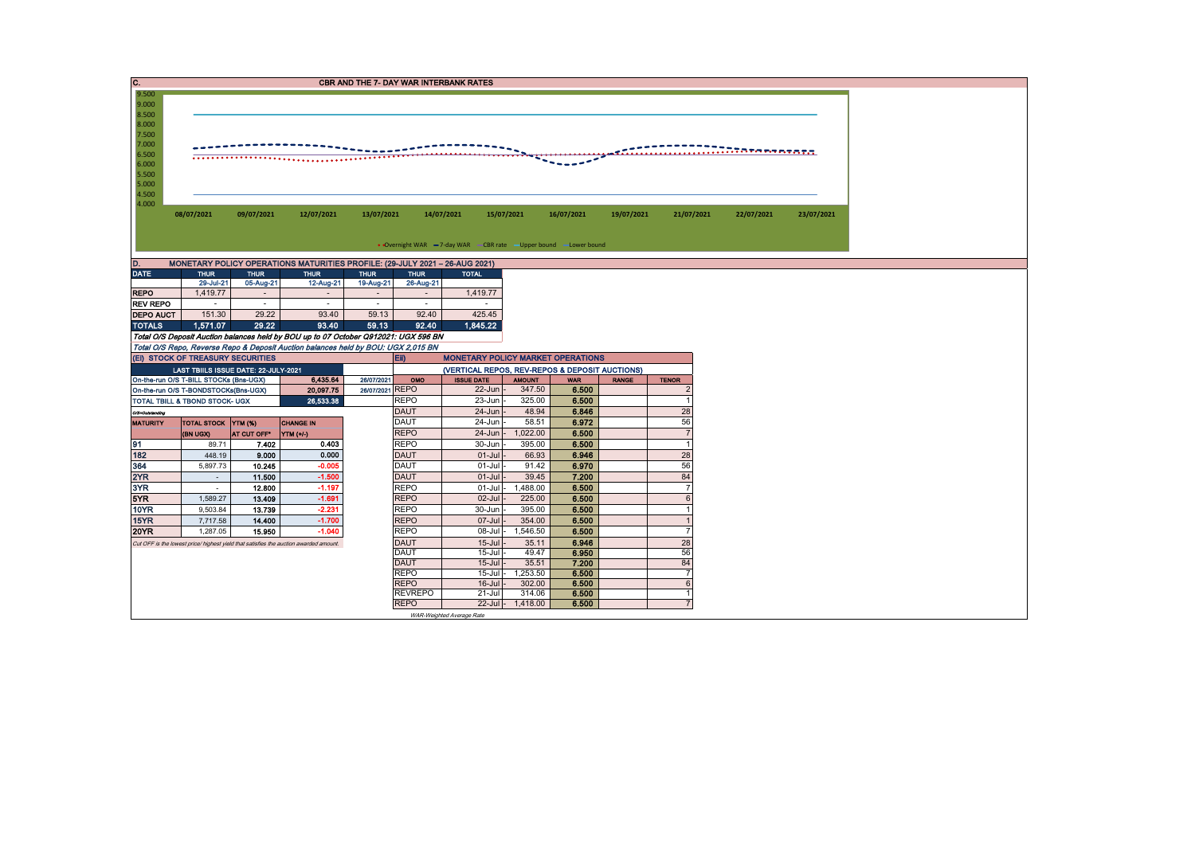## C. CBR AND THE 7- DAY WAR INTERBANK RATES

9.500
9.000
8.500
8.000
7.500
7.000
6.500
6.000
5.500
5.000
4.500
4.000

08/07/2021 09/07/2021 12/07/2021 13/07/2021 14/07/2021 15/07/2021 16/07/2021 19/07/2021 21/07/2021 22/07/2021 23/07/2021

Overnight WAR — 7-day WAR — CBR rate — Upper bound — Lower bound

## D. MONETARY POLICY OPERATIONS MATURITIES PROFILE: (29-JULY 2021 – 26-AUG 2021)

| DATE | THUR | THUR | THUR | THUR | THUR | TOTAL |
|---|---|---|---|---|---|---|
| | 29-Jul-21 | 05-Aug-21 | 12-Aug-21 | 19-Aug-21 | 26-Aug-21 | |
| REPO | 1,419.77 | - | - | - | - | 1,419.77 |
| REV REPO | - | - | - | - | - | - |
| DEPO AUCT | 151.30 | 29.22 | 93.40 | 59.13 | 92.40 | 425.45 |
| TOTALS | 1,571.07 | 29.22 | 93.40 | 59.13 | 92.40 | 1,845.22 |

*Total O/S Deposit Auction balances held by BOU up to 07 October Q912021: UGX 596 BN*

*Total O/S Repo, Reverse Repo & Deposit Auction balances held by BOU: UGX 2,015 BN*

## (Ei) STOCK OF TREASURY SECURITIES

| LAST TBIILS ISSUE DATE: 22-JULY-2021 | | |
|---|---|---|
| On-the-run O/S T-BILL STOCKs (Bns-UGX) | 6,435.64 | 26/07/2021 |
| On-the-run O/S T-BONDSTOCKs(Bns-UGX) | 20,097.75 | 26/07/2021 |
| TOTAL TBILL & TBOND STOCK- UGX | 26,533.38 | |

*O/S=Outstanding*

| MATURITY | TOTAL STOCK (BN UGX) | YTM (%) AT CUT OFF* | CHANGE IN YTM (+/-) |
|---|---|---|---|
| 91 | 89.71 | 7.402 | 0.403 |
| 182 | 448.19 | 9.000 | 0.000 |
| 364 | 5,897.73 | 10.245 | -0.005 |
| 2YR | - | 11.500 | -1.500 |
| 3YR | - | 12.800 | -1.197 |
| 5YR | 1,589.27 | 13.409 | -1.691 |
| 10YR | 9,503.84 | 13.739 | -2.231 |
| 15YR | 7,717.58 | 14.400 | -1.700 |
| 20YR | 1,287.05 | 15.950 | -1.040 |

*Cut OFF is the lowest price/ highest yield that satisfies the auction awarded amount.*

## Eii) MONETARY POLICY MARKET OPERATIONS

(VERTICAL REPOS, REV-REPOS & DEPOSIT AUCTIONS)

| OMO | ISSUE DATE | AMOUNT | WAR | RANGE | TENOR |
|---|---|---|---|---|---|
| REPO | 22-Jun | 347.50 | 6.500 | | 2 |
| REPO | 23-Jun | 325.00 | 6.500 | | 1 |
| DAUT | 24-Jun | 48.94 | 6.846 | | 28 |
| DAUT | 24-Jun | 58.51 | 6.972 | | 56 |
| REPO | 24-Jun | 1,022.00 | 6.500 | | 7 |
| REPO | 30-Jun | 395.00 | 6.500 | | 1 |
| DAUT | 01-Jul | 66.93 | 6.946 | | 28 |
| DAUT | 01-Jul | 91.42 | 6.970 | | 56 |
| DAUT | 01-Jul | 39.45 | 7.200 | | 84 |
| REPO | 01-Jul | 1,488.00 | 6.500 | | 7 |
| REPO | 02-Jul | 225.00 | 6.500 | | 6 |
| REPO | 30-Jun | 395.00 | 6.500 | | 1 |
| REPO | 07-Jul | 354.00 | 6.500 | | 1 |
| REPO | 08-Jul | 1,546.50 | 6.500 | | 7 |
| DAUT | 15-Jul | 35.11 | 6.946 | | 28 |
| DAUT | 15-Jul | 49.47 | 6.950 | | 56 |
| DAUT | 15-Jul | 35.51 | 7.200 | | 84 |
| REPO | 15-Jul | 1,253.50 | 6.500 | | 7 |
| REPO | 16-Jul | 302.00 | 6.500 | | 6 |
| REVREPO | 21-Jul | 314.06 | 6.500 | | 1 |
| REPO | 22-Jul | 1,418.00 | 6.500 | | 7 |

*WAR-Weighted Average Rate*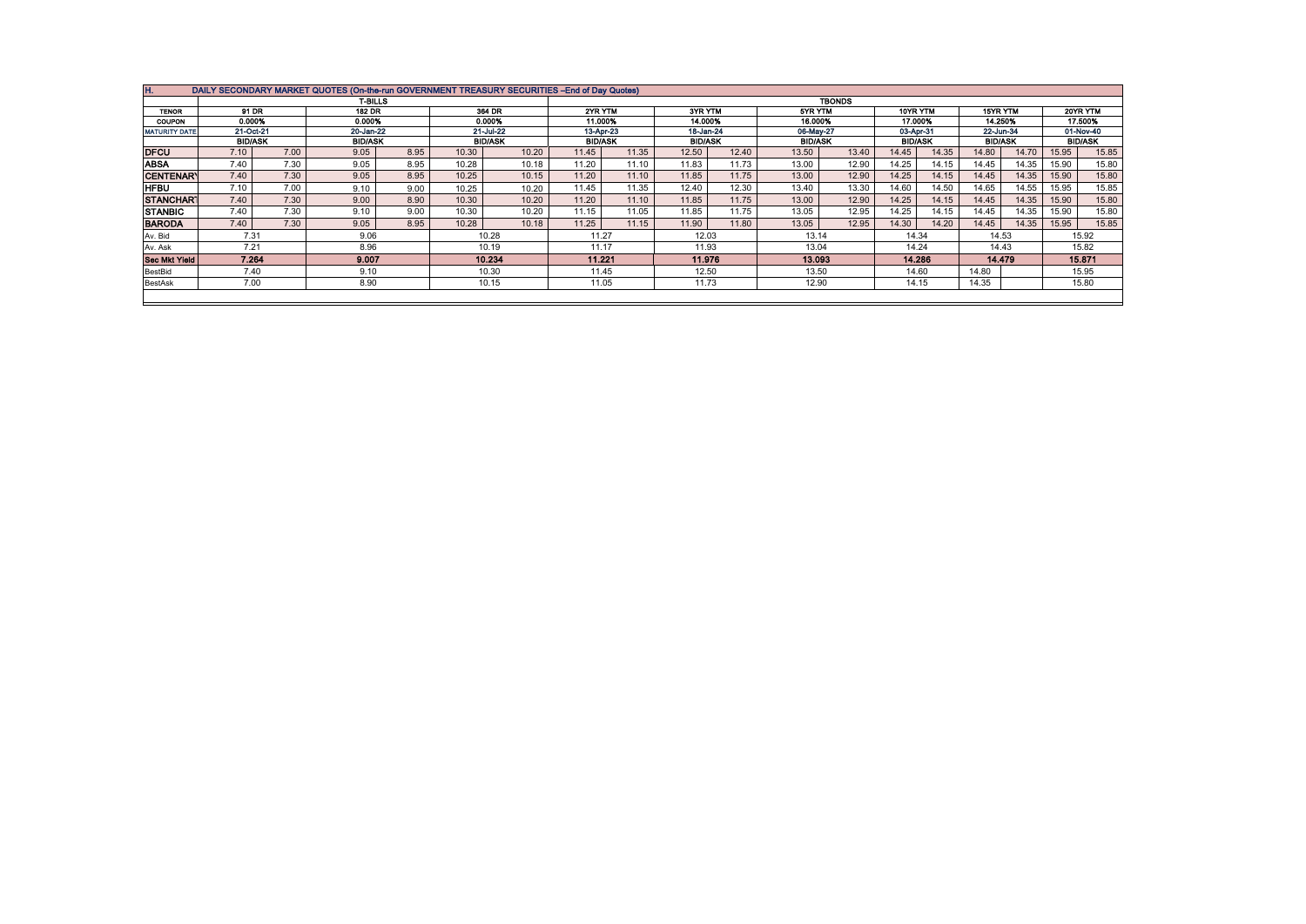| H. | DAILY SECONDARY MARKET QUOTES (On-the-run GOVERNMENT TREASURY SECURITIES –End of Day Quotes) | | | | | | | | | | | | | | | | | |
|---|---|---|---|---|---|---|---|---|---|---|---|---|---|---|---|---|---|---|
| | T-BILLS | | | | | | TBONDS | | | | | | | | | | | |
| TENOR | 91 DR | | 182 DR | | 364 DR | | 2YR YTM | | 3YR YTM | | 5YR YTM | | 10YR YTM | | 15YR YTM | | 20YR YTM | |
| COUPON | 0.000% | | 0.000% | | 0.000% | | 11.000% | | 14.000% | | 16.000% | | 17.000% | | 14.250% | | 17.500% | |
| MATURITY DATE | 21-Oct-21 | | 20-Jan-22 | | 21-Jul-22 | | 13-Apr-23 | | 18-Jan-24 | | 06-May-27 | | 03-Apr-31 | | 22-Jun-34 | | 01-Nov-40 | |
| | BID/ASK | | BID/ASK | | BID/ASK | | BID/ASK | | BID/ASK | | BID/ASK | | BID/ASK | | BID/ASK | | BID/ASK | |
| DFCU | 7.10 | 7.00 | 9.05 | 8.95 | 10.30 | 10.20 | 11.45 | 11.35 | 12.50 | 12.40 | 13.50 | 13.40 | 14.45 | 14.35 | 14.80 | 14.70 | 15.95 | 15.85 |
| ABSA | 7.40 | 7.30 | 9.05 | 8.95 | 10.28 | 10.18 | 11.20 | 11.10 | 11.83 | 11.73 | 13.00 | 12.90 | 14.25 | 14.15 | 14.45 | 14.35 | 15.90 | 15.80 |
| CENTENARY | 7.40 | 7.30 | 9.05 | 8.95 | 10.25 | 10.15 | 11.20 | 11.10 | 11.85 | 11.75 | 13.00 | 12.90 | 14.25 | 14.15 | 14.45 | 14.35 | 15.90 | 15.80 |
| HFBU | 7.10 | 7.00 | 9.10 | 9.00 | 10.25 | 10.20 | 11.45 | 11.35 | 12.40 | 12.30 | 13.40 | 13.30 | 14.60 | 14.50 | 14.65 | 14.55 | 15.95 | 15.85 |
| STANCHART | 7.40 | 7.30 | 9.00 | 8.90 | 10.30 | 10.20 | 11.20 | 11.10 | 11.85 | 11.75 | 13.00 | 12.90 | 14.25 | 14.15 | 14.45 | 14.35 | 15.90 | 15.80 |
| STANBIC | 7.40 | 7.30 | 9.10 | 9.00 | 10.30 | 10.20 | 11.15 | 11.05 | 11.85 | 11.75 | 13.05 | 12.95 | 14.25 | 14.15 | 14.45 | 14.35 | 15.90 | 15.80 |
| BARODA | 7.40 | 7.30 | 9.05 | 8.95 | 10.28 | 10.18 | 11.25 | 11.15 | 11.90 | 11.80 | 13.05 | 12.95 | 14.30 | 14.20 | 14.45 | 14.35 | 15.95 | 15.85 |
| Av. Bid | 7.31 | | 9.06 | | 10.28 | | 11.27 | | 12.03 | | 13.14 | | 14.34 | | 14.53 | | 15.92 | |
| Av. Ask | 7.21 | | 8.96 | | 10.19 | | 11.17 | | 11.93 | | 13.04 | | 14.24 | | 14.43 | | 15.82 | |
| Sec Mkt Yield | 7.264 | | 9.007 | | 10.234 | | 11.221 | | 11.976 | | 13.093 | | 14.286 | | 14.479 | | 15.871 | |
| BestBid | 7.40 | | 9.10 | | 10.30 | | 11.45 | | 12.50 | | 13.50 | | 14.60 | | 14.80 | | 15.95 | |
| BestAsk | 7.00 | | 8.90 | | 10.15 | | 11.05 | | 11.73 | | 12.90 | | 14.15 | | 14.35 | | 15.80 | |